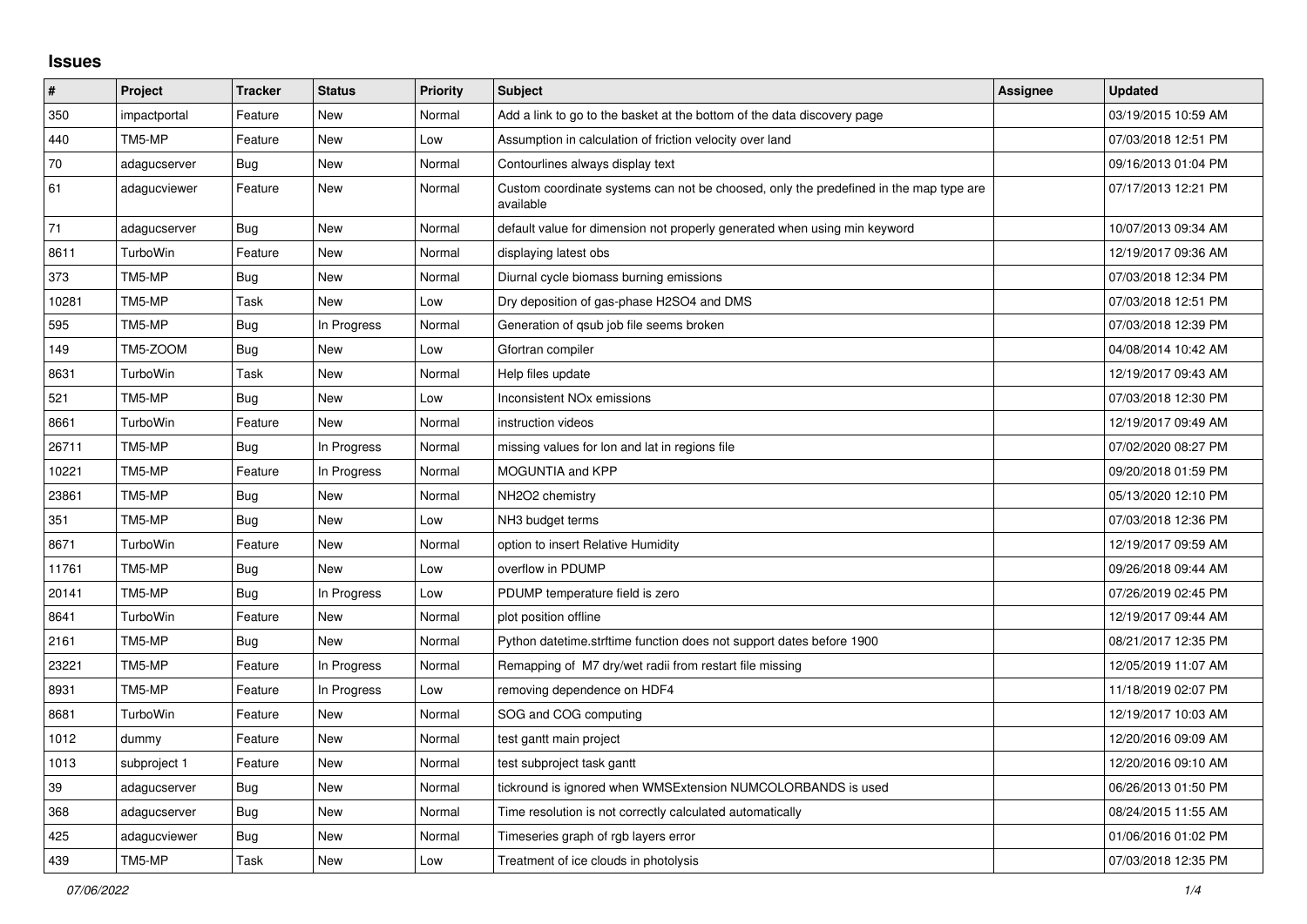# Issues

| # | Project | Tracker | Status | Priority | Subject | Assignee | Updated |
|---|---|---|---|---|---|---|---|
| 350 | impactportal | Feature | New | Normal | Add a link to go to the basket at the bottom of the data discovery page | | 03/19/2015 10:59 AM |
| 440 | TM5-MP | Feature | New | Low | Assumption in calculation of friction velocity over land | | 07/03/2018 12:51 PM |
| 70 | adagucserver | Bug | New | Normal | Contourlines always display text | | 09/16/2013 01:04 PM |
| 61 | adagucviewer | Feature | New | Normal | Custom coordinate systems can not be choosed, only the predefined in the map type are available | | 07/17/2013 12:21 PM |
| 71 | adagucserver | Bug | New | Normal | default value for dimension not properly generated when using min keyword | | 10/07/2013 09:34 AM |
| 8611 | TurboWin | Feature | New | Normal | displaying latest obs | | 12/19/2017 09:36 AM |
| 373 | TM5-MP | Bug | New | Normal | Diurnal cycle biomass burning emissions | | 07/03/2018 12:34 PM |
| 10281 | TM5-MP | Task | New | Low | Dry deposition of gas-phase H2SO4 and DMS | | 07/03/2018 12:51 PM |
| 595 | TM5-MP | Bug | In Progress | Normal | Generation of qsub job file seems broken | | 07/03/2018 12:39 PM |
| 149 | TM5-ZOOM | Bug | New | Low | Gfortran compiler | | 04/08/2014 10:42 AM |
| 8631 | TurboWin | Task | New | Normal | Help files update | | 12/19/2017 09:43 AM |
| 521 | TM5-MP | Bug | New | Low | Inconsistent NOx emissions | | 07/03/2018 12:30 PM |
| 8661 | TurboWin | Feature | New | Normal | instruction videos | | 12/19/2017 09:49 AM |
| 26711 | TM5-MP | Bug | In Progress | Normal | missing values for lon and lat in regions file | | 07/02/2020 08:27 PM |
| 10221 | TM5-MP | Feature | In Progress | Normal | MOGUNTIA and KPP | | 09/20/2018 01:59 PM |
| 23861 | TM5-MP | Bug | New | Normal | NH2O2 chemistry | | 05/13/2020 12:10 PM |
| 351 | TM5-MP | Bug | New | Low | NH3 budget terms | | 07/03/2018 12:36 PM |
| 8671 | TurboWin | Feature | New | Normal | option to insert Relative Humidity | | 12/19/2017 09:59 AM |
| 11761 | TM5-MP | Bug | New | Low | overflow in PDUMP | | 09/26/2018 09:44 AM |
| 20141 | TM5-MP | Bug | In Progress | Low | PDUMP temperature field is zero | | 07/26/2019 02:45 PM |
| 8641 | TurboWin | Feature | New | Normal | plot position offline | | 12/19/2017 09:44 AM |
| 2161 | TM5-MP | Bug | New | Normal | Python datetime.strftime function does not support dates before 1900 | | 08/21/2017 12:35 PM |
| 23221 | TM5-MP | Feature | In Progress | Normal | Remapping of M7 dry/wet radii from restart file missing | | 12/05/2019 11:07 AM |
| 8931 | TM5-MP | Feature | In Progress | Low | removing dependence on HDF4 | | 11/18/2019 02:07 PM |
| 8681 | TurboWin | Feature | New | Normal | SOG and COG computing | | 12/19/2017 10:03 AM |
| 1012 | dummy | Feature | New | Normal | test gantt main project | | 12/20/2016 09:09 AM |
| 1013 | subproject 1 | Feature | New | Normal | test subproject task gantt | | 12/20/2016 09:10 AM |
| 39 | adagucserver | Bug | New | Normal | tickround is ignored when WMSExtension NUMCOLORBANDS is used | | 06/26/2013 01:50 PM |
| 368 | adagucserver | Bug | New | Normal | Time resolution is not correctly calculated automatically | | 08/24/2015 11:55 AM |
| 425 | adagucviewer | Bug | New | Normal | Timeseries graph of rgb layers error | | 01/06/2016 01:02 PM |
| 439 | TM5-MP | Task | New | Low | Treatment of ice clouds in photolysis | | 07/03/2018 12:35 PM |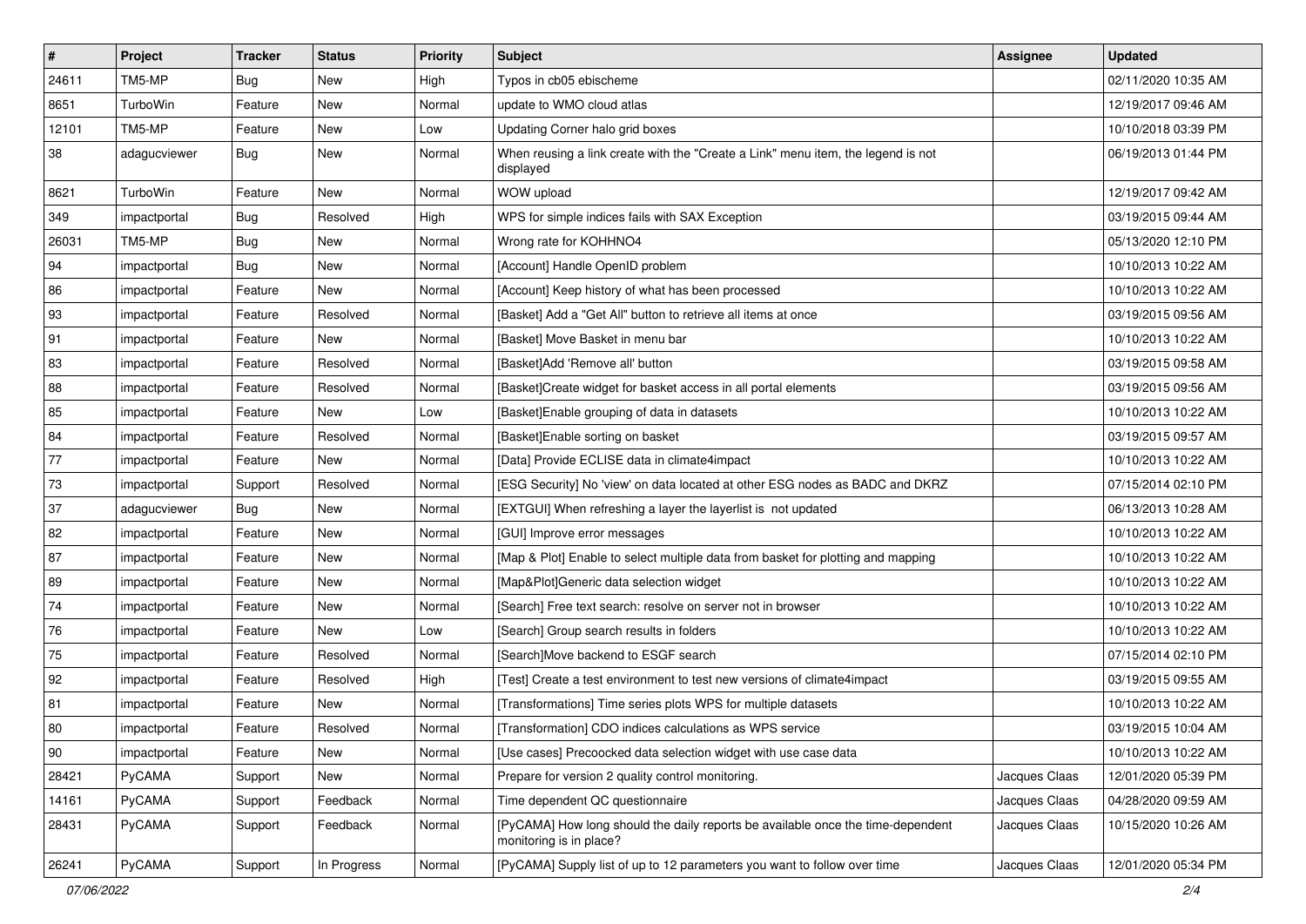| # | Project | Tracker | Status | Priority | Subject | Assignee | Updated |
|---|---|---|---|---|---|---|---|
| 24611 | TM5-MP | Bug | New | High | Typos in cb05 ebischeme | | 02/11/2020 10:35 AM |
| 8651 | TurboWin | Feature | New | Normal | update to WMO cloud atlas | | 12/19/2017 09:46 AM |
| 12101 | TM5-MP | Feature | New | Low | Updating Corner halo grid boxes | | 10/10/2018 03:39 PM |
| 38 | adagucviewer | Bug | New | Normal | When reusing a link create with the "Create a Link" menu item, the legend is not displayed | | 06/19/2013 01:44 PM |
| 8621 | TurboWin | Feature | New | Normal | WOW upload | | 12/19/2017 09:42 AM |
| 349 | impactportal | Bug | Resolved | High | WPS for simple indices fails with SAX Exception | | 03/19/2015 09:44 AM |
| 26031 | TM5-MP | Bug | New | Normal | Wrong rate for KOHHNO4 | | 05/13/2020 12:10 PM |
| 94 | impactportal | Bug | New | Normal | [Account] Handle OpenID problem | | 10/10/2013 10:22 AM |
| 86 | impactportal | Feature | New | Normal | [Account] Keep history of what has been processed | | 10/10/2013 10:22 AM |
| 93 | impactportal | Feature | Resolved | Normal | [Basket] Add a "Get All" button to retrieve all items at once | | 03/19/2015 09:56 AM |
| 91 | impactportal | Feature | New | Normal | [Basket] Move Basket in menu bar | | 10/10/2013 10:22 AM |
| 83 | impactportal | Feature | Resolved | Normal | [Basket]Add 'Remove all' button | | 03/19/2015 09:58 AM |
| 88 | impactportal | Feature | Resolved | Normal | [Basket]Create widget for basket access in all portal elements | | 03/19/2015 09:56 AM |
| 85 | impactportal | Feature | New | Low | [Basket]Enable grouping of data in datasets | | 10/10/2013 10:22 AM |
| 84 | impactportal | Feature | Resolved | Normal | [Basket]Enable sorting on basket | | 03/19/2015 09:57 AM |
| 77 | impactportal | Feature | New | Normal | [Data] Provide ECLISE data in climate4impact | | 10/10/2013 10:22 AM |
| 73 | impactportal | Support | Resolved | Normal | [ESG Security] No 'view' on data located at other ESG nodes as BADC and DKRZ | | 07/15/2014 02:10 PM |
| 37 | adagucviewer | Bug | New | Normal | [EXTGUI] When refreshing a layer the layerlist is not updated | | 06/13/2013 10:28 AM |
| 82 | impactportal | Feature | New | Normal | [GUI] Improve error messages | | 10/10/2013 10:22 AM |
| 87 | impactportal | Feature | New | Normal | [Map & Plot] Enable to select multiple data from basket for plotting and mapping | | 10/10/2013 10:22 AM |
| 89 | impactportal | Feature | New | Normal | [Map&Plot]Generic data selection widget | | 10/10/2013 10:22 AM |
| 74 | impactportal | Feature | New | Normal | [Search] Free text search: resolve on server not in browser | | 10/10/2013 10:22 AM |
| 76 | impactportal | Feature | New | Low | [Search] Group search results in folders | | 10/10/2013 10:22 AM |
| 75 | impactportal | Feature | Resolved | Normal | [Search]Move backend to ESGF search | | 07/15/2014 02:10 PM |
| 92 | impactportal | Feature | Resolved | High | [Test] Create a test environment to test new versions of climate4impact | | 03/19/2015 09:55 AM |
| 81 | impactportal | Feature | New | Normal | [Transformations] Time series plots WPS for multiple datasets | | 10/10/2013 10:22 AM |
| 80 | impactportal | Feature | Resolved | Normal | [Transformation] CDO indices calculations as WPS service | | 03/19/2015 10:04 AM |
| 90 | impactportal | Feature | New | Normal | [Use cases] Precoocked data selection widget with use case data | | 10/10/2013 10:22 AM |
| 28421 | PyCAMA | Support | New | Normal | Prepare for version 2 quality control monitoring. | Jacques Claas | 12/01/2020 05:39 PM |
| 14161 | PyCAMA | Support | Feedback | Normal | Time dependent QC questionnaire | Jacques Claas | 04/28/2020 09:59 AM |
| 28431 | PyCAMA | Support | Feedback | Normal | [PyCAMA] How long should the daily reports be available once the time-dependent monitoring is in place? | Jacques Claas | 10/15/2020 10:26 AM |
| 26241 | PyCAMA | Support | In Progress | Normal | [PyCAMA] Supply list of up to 12 parameters you want to follow over time | Jacques Claas | 12/01/2020 05:34 PM |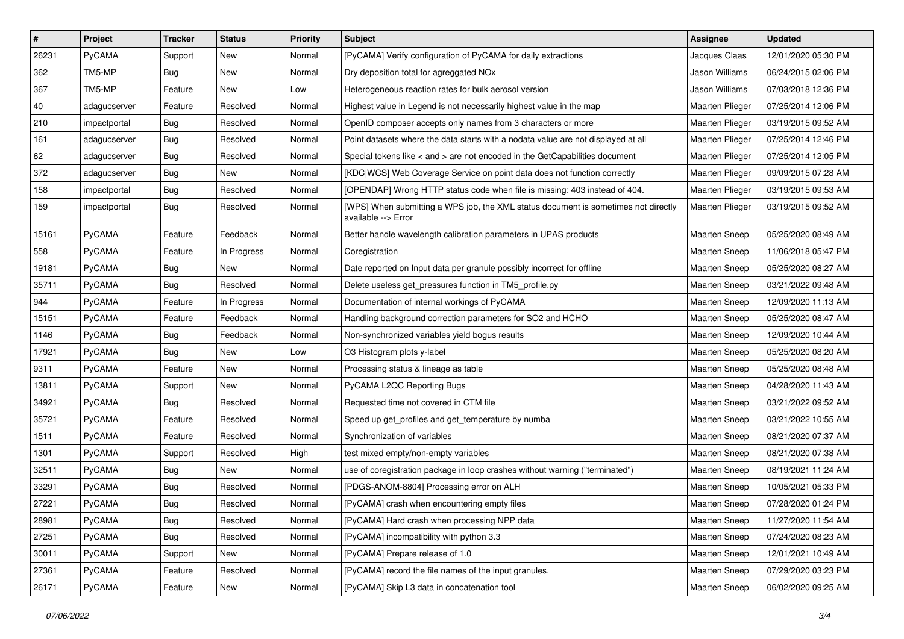| # | Project | Tracker | Status | Priority | Subject | Assignee | Updated |
|---|---|---|---|---|---|---|---|
| 26231 | PyCAMA | Support | New | Normal | [PyCAMA] Verify configuration of PyCAMA for daily extractions | Jacques Claas | 12/01/2020 05:30 PM |
| 362 | TM5-MP | Bug | New | Normal | Dry deposition total for agreggated NOx | Jason Williams | 06/24/2015 02:06 PM |
| 367 | TM5-MP | Feature | New | Low | Heterogeneous reaction rates for bulk aerosol version | Jason Williams | 07/03/2018 12:36 PM |
| 40 | adagucserver | Feature | Resolved | Normal | Highest value in Legend is not necessarily highest value in the map | Maarten Plieger | 07/25/2014 12:06 PM |
| 210 | impactportal | Bug | Resolved | Normal | OpenID composer accepts only names from 3 characters or more | Maarten Plieger | 03/19/2015 09:52 AM |
| 161 | adagucserver | Bug | Resolved | Normal | Point datasets where the data starts with a nodata value are not displayed at all | Maarten Plieger | 07/25/2014 12:46 PM |
| 62 | adagucserver | Bug | Resolved | Normal | Special tokens like < and > are not encoded in the GetCapabilities document | Maarten Plieger | 07/25/2014 12:05 PM |
| 372 | adagucserver | Bug | New | Normal | [KDC\|WCS] Web Coverage Service on point data does not function correctly | Maarten Plieger | 09/09/2015 07:28 AM |
| 158 | impactportal | Bug | Resolved | Normal | [OPENDAP] Wrong HTTP status code when file is missing: 403 instead of 404. | Maarten Plieger | 03/19/2015 09:53 AM |
| 159 | impactportal | Bug | Resolved | Normal | [WPS] When submitting a WPS job, the XML status document is sometimes not directly available --> Error | Maarten Plieger | 03/19/2015 09:52 AM |
| 15161 | PyCAMA | Feature | Feedback | Normal | Better handle wavelength calibration parameters in UPAS products | Maarten Sneep | 05/25/2020 08:49 AM |
| 558 | PyCAMA | Feature | In Progress | Normal | Coregistration | Maarten Sneep | 11/06/2018 05:47 PM |
| 19181 | PyCAMA | Bug | New | Normal | Date reported on Input data per granule possibly incorrect for offline | Maarten Sneep | 05/25/2020 08:27 AM |
| 35711 | PyCAMA | Bug | Resolved | Normal | Delete useless get_pressures function in TM5_profile.py | Maarten Sneep | 03/21/2022 09:48 AM |
| 944 | PyCAMA | Feature | In Progress | Normal | Documentation of internal workings of PyCAMA | Maarten Sneep | 12/09/2020 11:13 AM |
| 15151 | PyCAMA | Feature | Feedback | Normal | Handling background correction parameters for SO2 and HCHO | Maarten Sneep | 05/25/2020 08:47 AM |
| 1146 | PyCAMA | Bug | Feedback | Normal | Non-synchronized variables yield bogus results | Maarten Sneep | 12/09/2020 10:44 AM |
| 17921 | PyCAMA | Bug | New | Low | O3 Histogram plots y-label | Maarten Sneep | 05/25/2020 08:20 AM |
| 9311 | PyCAMA | Feature | New | Normal | Processing status & lineage as table | Maarten Sneep | 05/25/2020 08:48 AM |
| 13811 | PyCAMA | Support | New | Normal | PyCAMA L2QC Reporting Bugs | Maarten Sneep | 04/28/2020 11:43 AM |
| 34921 | PyCAMA | Bug | Resolved | Normal | Requested time not covered in CTM file | Maarten Sneep | 03/21/2022 09:52 AM |
| 35721 | PyCAMA | Feature | Resolved | Normal | Speed up get_profiles and get_temperature by numba | Maarten Sneep | 03/21/2022 10:55 AM |
| 1511 | PyCAMA | Feature | Resolved | Normal | Synchronization of variables | Maarten Sneep | 08/21/2020 07:37 AM |
| 1301 | PyCAMA | Support | Resolved | High | test mixed empty/non-empty variables | Maarten Sneep | 08/21/2020 07:38 AM |
| 32511 | PyCAMA | Bug | New | Normal | use of coregistration package in loop crashes without warning ("terminated") | Maarten Sneep | 08/19/2021 11:24 AM |
| 33291 | PyCAMA | Bug | Resolved | Normal | [PDGS-ANOM-8804] Processing error on ALH | Maarten Sneep | 10/05/2021 05:33 PM |
| 27221 | PyCAMA | Bug | Resolved | Normal | [PyCAMA] crash when encountering empty files | Maarten Sneep | 07/28/2020 01:24 PM |
| 28981 | PyCAMA | Bug | Resolved | Normal | [PyCAMA] Hard crash when processing NPP data | Maarten Sneep | 11/27/2020 11:54 AM |
| 27251 | PyCAMA | Bug | Resolved | Normal | [PyCAMA] incompatibility with python 3.3 | Maarten Sneep | 07/24/2020 08:23 AM |
| 30011 | PyCAMA | Support | New | Normal | [PyCAMA] Prepare release of 1.0 | Maarten Sneep | 12/01/2021 10:49 AM |
| 27361 | PyCAMA | Feature | Resolved | Normal | [PyCAMA] record the file names of the input granules. | Maarten Sneep | 07/29/2020 03:23 PM |
| 26171 | PyCAMA | Feature | New | Normal | [PyCAMA] Skip L3 data in concatenation tool | Maarten Sneep | 06/02/2020 09:25 AM |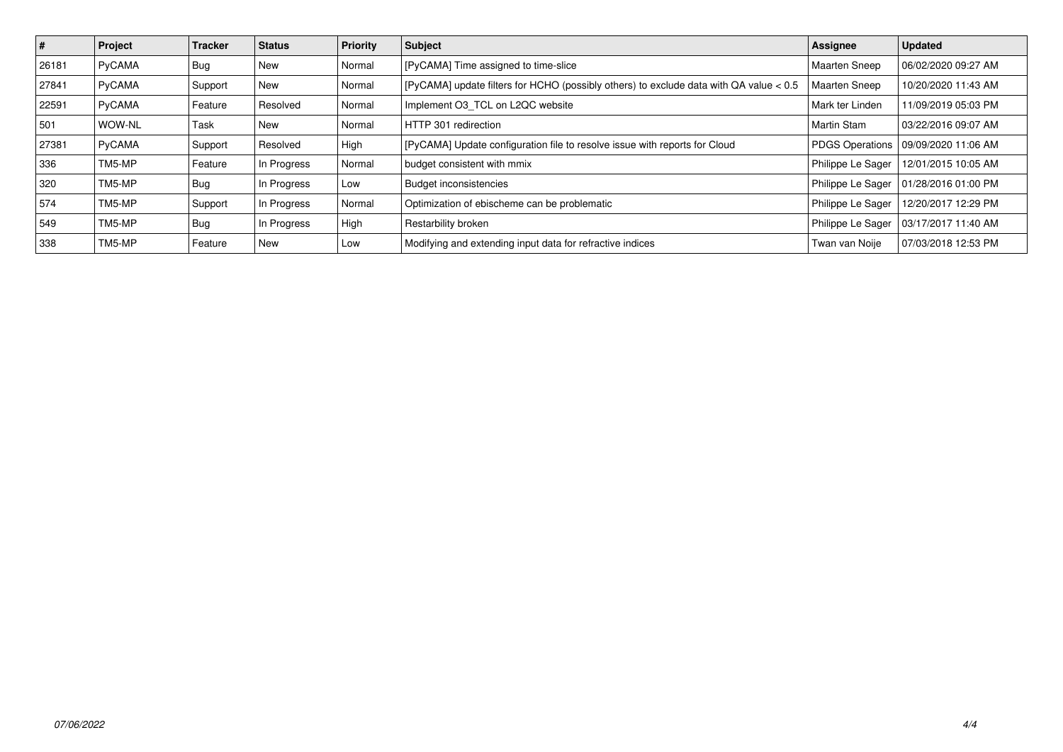| # | Project | Tracker | Status | Priority | Subject | Assignee | Updated |
|---|---|---|---|---|---|---|---|
| 26181 | PyCAMA | Bug | New | Normal | [PyCAMA] Time assigned to time-slice | Maarten Sneep | 06/02/2020 09:27 AM |
| 27841 | PyCAMA | Support | New | Normal | [PyCAMA] update filters for HCHO (possibly others) to exclude data with QA value < 0.5 | Maarten Sneep | 10/20/2020 11:43 AM |
| 22591 | PyCAMA | Feature | Resolved | Normal | Implement O3_TCL on L2QC website | Mark ter Linden | 11/09/2019 05:03 PM |
| 501 | WOW-NL | Task | New | Normal | HTTP 301 redirection | Martin Stam | 03/22/2016 09:07 AM |
| 27381 | PyCAMA | Support | Resolved | High | [PyCAMA] Update configuration file to resolve issue with reports for Cloud | PDGS Operations | 09/09/2020 11:06 AM |
| 336 | TM5-MP | Feature | In Progress | Normal | budget consistent with mmix | Philippe Le Sager | 12/01/2015 10:05 AM |
| 320 | TM5-MP | Bug | In Progress | Low | Budget inconsistencies | Philippe Le Sager | 01/28/2016 01:00 PM |
| 574 | TM5-MP | Support | In Progress | Normal | Optimization of ebischeme can be problematic | Philippe Le Sager | 12/20/2017 12:29 PM |
| 549 | TM5-MP | Bug | In Progress | High | Restarbility broken | Philippe Le Sager | 03/17/2017 11:40 AM |
| 338 | TM5-MP | Feature | New | Low | Modifying and extending input data for refractive indices | Twan van Noije | 07/03/2018 12:53 PM |

*07/06/2022*